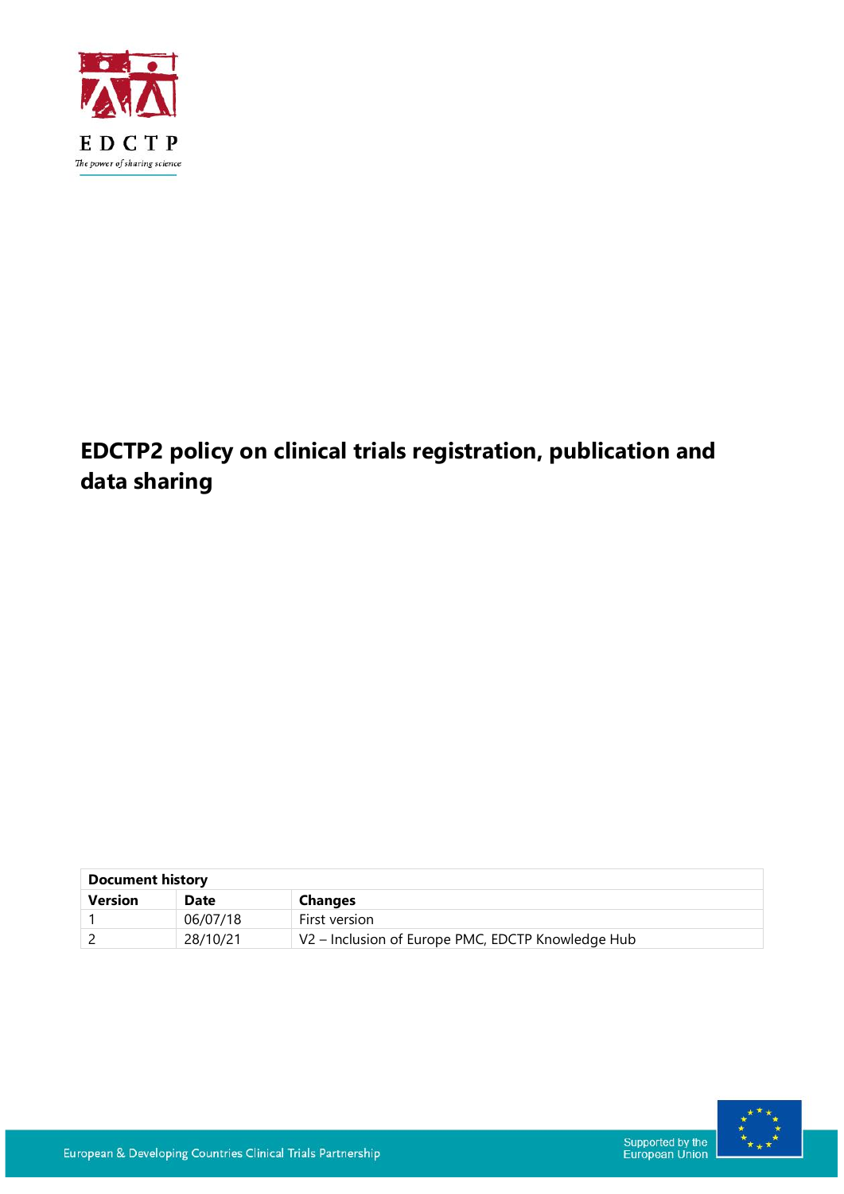EDCTP

The power of sharing science

# EDCTP2 policy on clinical trials registration, publication and data sharing

| Document history | | |
|---|---|---|
| **Version** | **Date** | **Changes** |
| 1 | 06/07/18 | First version |
| 2 | 28/10/21 | V2 – Inclusion of Europe PMC, EDCTP Knowledge Hub |

European & Developing Countries Clinical Trials Partnership

Supported by the European Union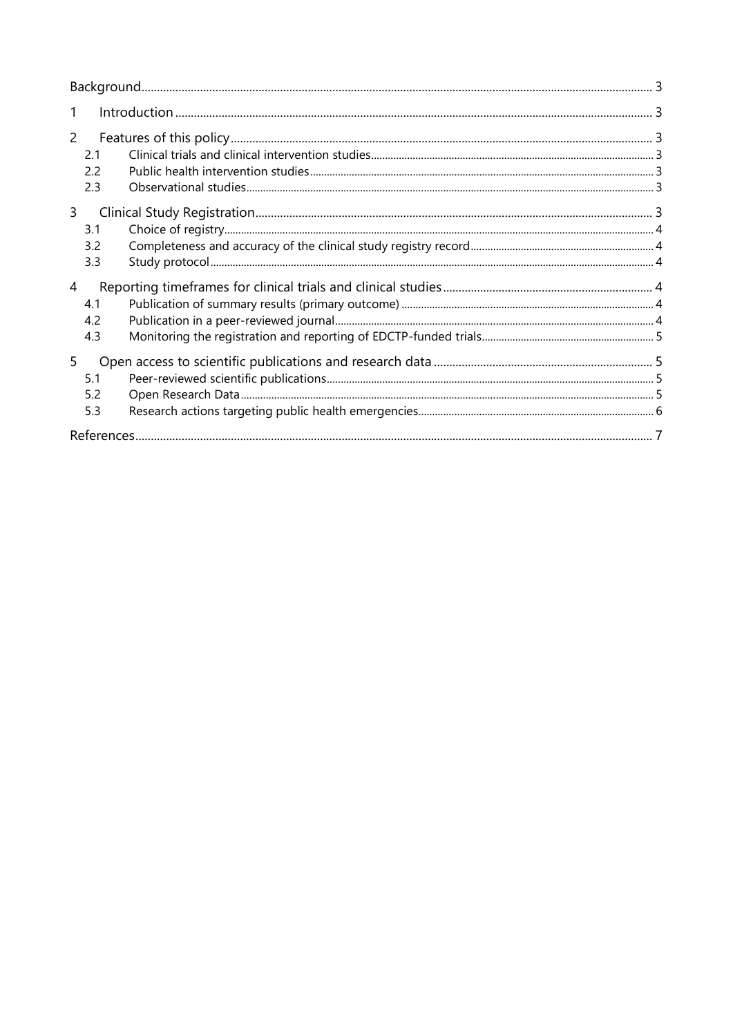| | | |
|---|---|---|
| Background | | 3 |
| 1 | Introduction | 3 |
| 2 | Features of this policy | 3 |
| 2.1 | Clinical trials and clinical intervention studies | 3 |
| 2.2 | Public health intervention studies | 3 |
| 2.3 | Observational studies | 3 |
| 3 | Clinical Study Registration | 3 |
| 3.1 | Choice of registry | 4 |
| 3.2 | Completeness and accuracy of the clinical study registry record | 4 |
| 3.3 | Study protocol | 4 |
| 4 | Reporting timeframes for clinical trials and clinical studies | 4 |
| 4.1 | Publication of summary results (primary outcome) | 4 |
| 4.2 | Publication in a peer-reviewed journal | 4 |
| 4.3 | Monitoring the registration and reporting of EDCTP-funded trials | 5 |
| 5 | Open access to scientific publications and research data | 5 |
| 5.1 | Peer-reviewed scientific publications | 5 |
| 5.2 | Open Research Data | 5 |
| 5.3 | Research actions targeting public health emergencies | 6 |
| References | | 7 |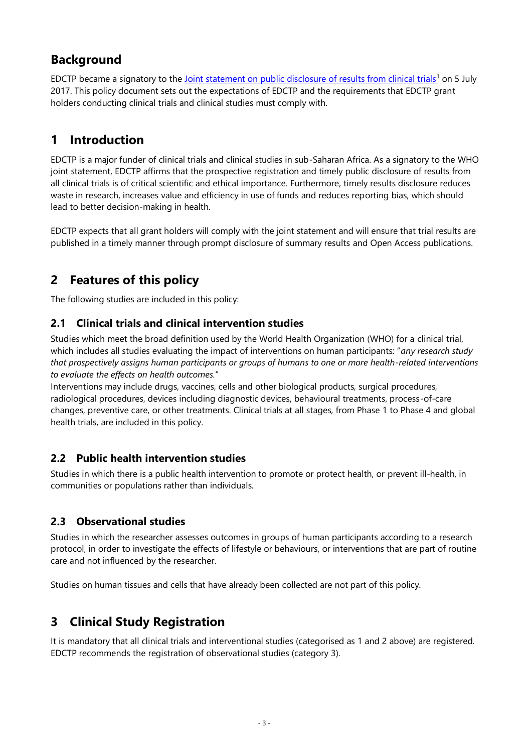## Background

EDCTP became a signatory to the [Joint statement on public disclosure of results from clinical trials][1] on 5 July 2017. This policy document sets out the expectations of EDCTP and the requirements that EDCTP grant holders conducting clinical trials and clinical studies must comply with.

## 1 Introduction

EDCTP is a major funder of clinical trials and clinical studies in sub-Saharan Africa. As a signatory to the WHO joint statement, EDCTP affirms that the prospective registration and timely public disclosure of results from all clinical trials is of critical scientific and ethical importance. Furthermore, timely results disclosure reduces waste in research, increases value and efficiency in use of funds and reduces reporting bias, which should lead to better decision-making in health.

EDCTP expects that all grant holders will comply with the joint statement and will ensure that trial results are published in a timely manner through prompt disclosure of summary results and Open Access publications.

## 2 Features of this policy

The following studies are included in this policy:

### 2.1 Clinical trials and clinical intervention studies

Studies which meet the broad definition used by the World Health Organization (WHO) for a clinical trial, which includes all studies evaluating the impact of interventions on human participants: "*any research study that prospectively assigns human participants or groups of humans to one or more health-related interventions to evaluate the effects on health outcomes.*"

Interventions may include drugs, vaccines, cells and other biological products, surgical procedures, radiological procedures, devices including diagnostic devices, behavioural treatments, process-of-care changes, preventive care, or other treatments. Clinical trials at all stages, from Phase 1 to Phase 4 and global health trials, are included in this policy.

### 2.2 Public health intervention studies

Studies in which there is a public health intervention to promote or protect health, or prevent ill-health, in communities or populations rather than individuals.

### 2.3 Observational studies

Studies in which the researcher assesses outcomes in groups of human participants according to a research protocol, in order to investigate the effects of lifestyle or behaviours, or interventions that are part of routine care and not influenced by the researcher.

Studies on human tissues and cells that have already been collected are not part of this policy.

## 3 Clinical Study Registration

It is mandatory that all clinical trials and interventional studies (categorised as 1 and 2 above) are registered. EDCTP recommends the registration of observational studies (category 3).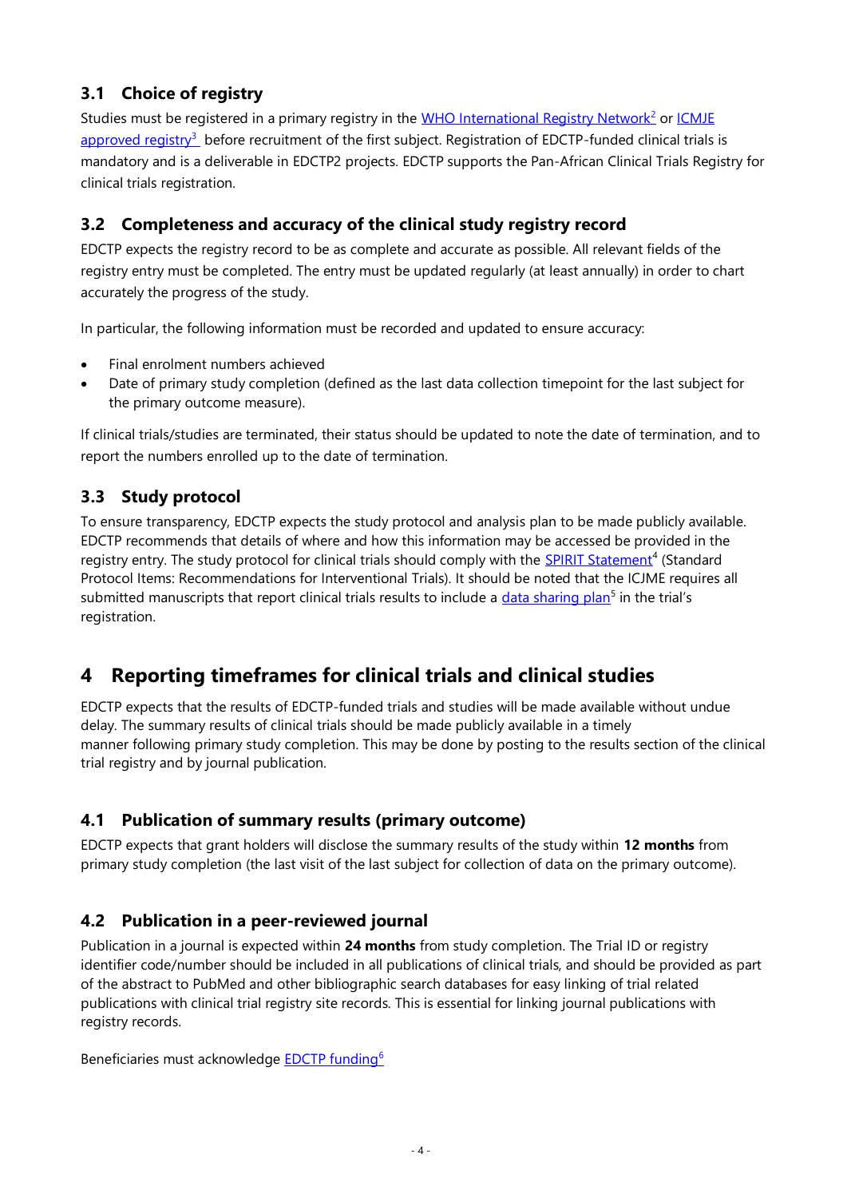### 3.1 Choice of registry

Studies must be registered in a primary registry in the WHO International Registry Network[2] or ICMJE approved registry[3] before recruitment of the first subject. Registration of EDCTP-funded clinical trials is mandatory and is a deliverable in EDCTP2 projects. EDCTP supports the Pan-African Clinical Trials Registry for clinical trials registration.

### 3.2 Completeness and accuracy of the clinical study registry record

EDCTP expects the registry record to be as complete and accurate as possible. All relevant fields of the registry entry must be completed. The entry must be updated regularly (at least annually) in order to chart accurately the progress of the study.

In particular, the following information must be recorded and updated to ensure accuracy:

- Final enrolment numbers achieved
- Date of primary study completion (defined as the last data collection timepoint for the last subject for the primary outcome measure).

If clinical trials/studies are terminated, their status should be updated to note the date of termination, and to report the numbers enrolled up to the date of termination.

### 3.3 Study protocol

To ensure transparency, EDCTP expects the study protocol and analysis plan to be made publicly available. EDCTP recommends that details of where and how this information may be accessed be provided in the registry entry. The study protocol for clinical trials should comply with the SPIRIT Statement[4] (Standard Protocol Items: Recommendations for Interventional Trials). It should be noted that the ICJME requires all submitted manuscripts that report clinical trials results to include a data sharing plan[5] in the trial's registration.

## 4 Reporting timeframes for clinical trials and clinical studies

EDCTP expects that the results of EDCTP-funded trials and studies will be made available without undue delay. The summary results of clinical trials should be made publicly available in a timely manner following primary study completion. This may be done by posting to the results section of the clinical trial registry and by journal publication.

### 4.1 Publication of summary results (primary outcome)

EDCTP expects that grant holders will disclose the summary results of the study within **12 months** from primary study completion (the last visit of the last subject for collection of data on the primary outcome).

### 4.2 Publication in a peer-reviewed journal

Publication in a journal is expected within **24 months** from study completion. The Trial ID or registry identifier code/number should be included in all publications of clinical trials, and should be provided as part of the abstract to PubMed and other bibliographic search databases for easy linking of trial related publications with clinical trial registry site records. This is essential for linking journal publications with registry records.

Beneficiaries must acknowledge EDCTP funding[6]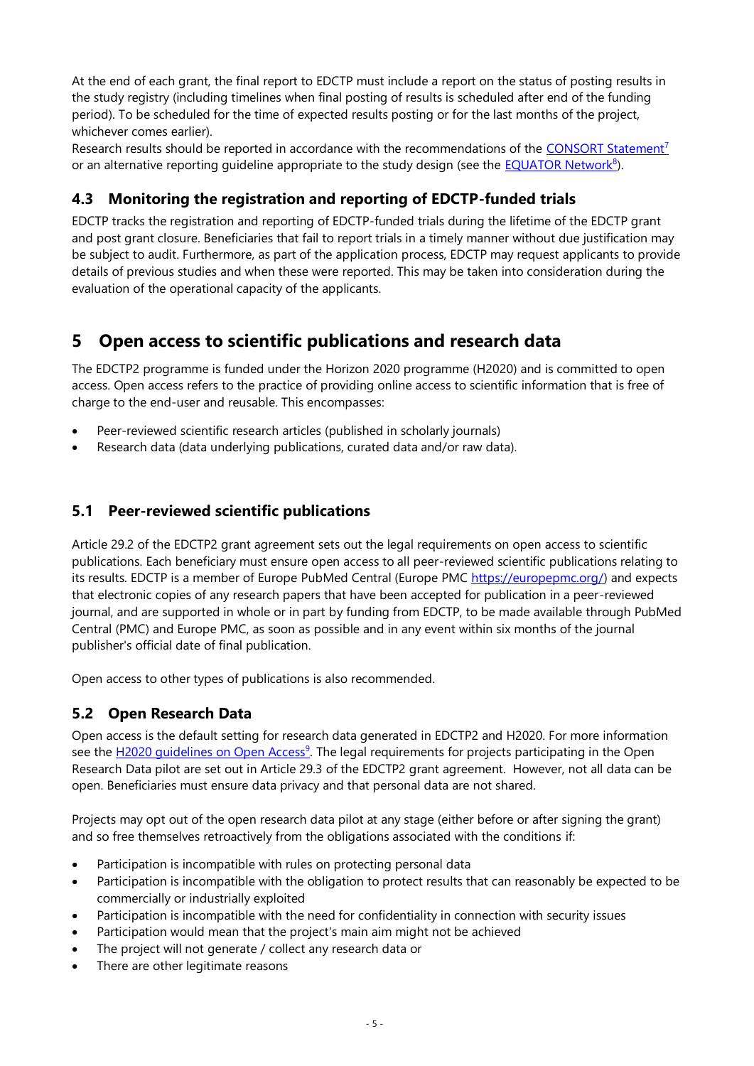At the end of each grant, the final report to EDCTP must include a report on the status of posting results in the study registry (including timelines when final posting of results is scheduled after end of the funding period). To be scheduled for the time of expected results posting or for the last months of the project, whichever comes earlier).

Research results should be reported in accordance with the recommendations of the CONSORT Statement[7] or an alternative reporting guideline appropriate to the study design (see the EQUATOR Network[8]).

### 4.3 Monitoring the registration and reporting of EDCTP-funded trials

EDCTP tracks the registration and reporting of EDCTP-funded trials during the lifetime of the EDCTP grant and post grant closure. Beneficiaries that fail to report trials in a timely manner without due justification may be subject to audit. Furthermore, as part of the application process, EDCTP may request applicants to provide details of previous studies and when these were reported. This may be taken into consideration during the evaluation of the operational capacity of the applicants.

## 5 Open access to scientific publications and research data

The EDCTP2 programme is funded under the Horizon 2020 programme (H2020) and is committed to open access. Open access refers to the practice of providing online access to scientific information that is free of charge to the end-user and reusable. This encompasses:

- Peer-reviewed scientific research articles (published in scholarly journals)
- Research data (data underlying publications, curated data and/or raw data).

### 5.1 Peer-reviewed scientific publications

Article 29.2 of the EDCTP2 grant agreement sets out the legal requirements on open access to scientific publications. Each beneficiary must ensure open access to all peer-reviewed scientific publications relating to its results. EDCTP is a member of Europe PubMed Central (Europe PMC https://europepmc.org/) and expects that electronic copies of any research papers that have been accepted for publication in a peer-reviewed journal, and are supported in whole or in part by funding from EDCTP, to be made available through PubMed Central (PMC) and Europe PMC, as soon as possible and in any event within six months of the journal publisher's official date of final publication.

Open access to other types of publications is also recommended.

### 5.2 Open Research Data

Open access is the default setting for research data generated in EDCTP2 and H2020. For more information see the H2020 guidelines on Open Access[9]. The legal requirements for projects participating in the Open Research Data pilot are set out in Article 29.3 of the EDCTP2 grant agreement. However, not all data can be open. Beneficiaries must ensure data privacy and that personal data are not shared.

Projects may opt out of the open research data pilot at any stage (either before or after signing the grant) and so free themselves retroactively from the obligations associated with the conditions if:

- Participation is incompatible with rules on protecting personal data
- Participation is incompatible with the obligation to protect results that can reasonably be expected to be commercially or industrially exploited
- Participation is incompatible with the need for confidentiality in connection with security issues
- Participation would mean that the project's main aim might not be achieved
- The project will not generate / collect any research data or
- There are other legitimate reasons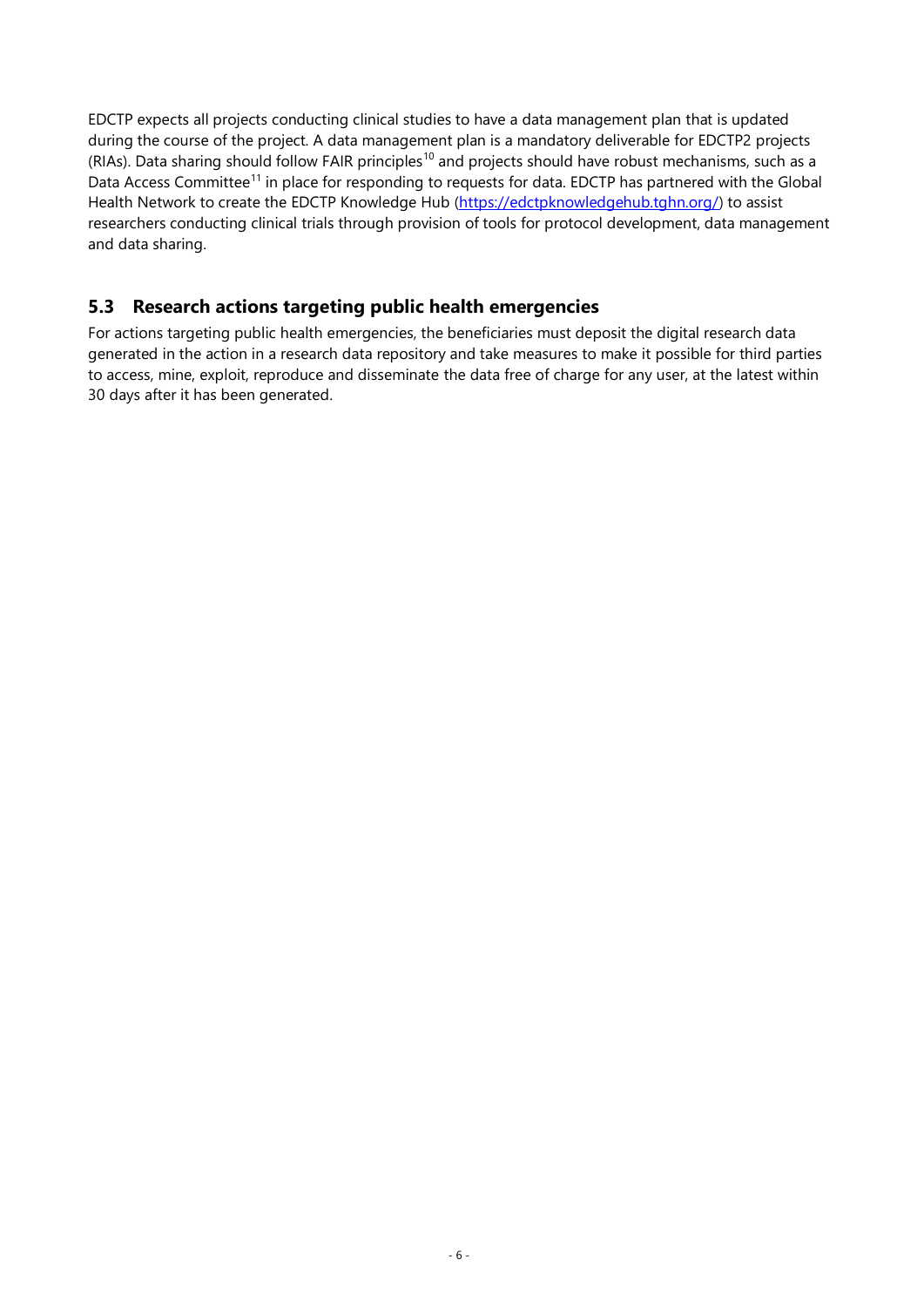EDCTP expects all projects conducting clinical studies to have a data management plan that is updated during the course of the project. A data management plan is a mandatory deliverable for EDCTP2 projects (RIAs). Data sharing should follow FAIR principles[10] and projects should have robust mechanisms, such as a Data Access Committee[11] in place for responding to requests for data. EDCTP has partnered with the Global Health Network to create the EDCTP Knowledge Hub (https://edctpknowledgehub.tghn.org/) to assist researchers conducting clinical trials through provision of tools for protocol development, data management and data sharing.

## 5.3 Research actions targeting public health emergencies

For actions targeting public health emergencies, the beneficiaries must deposit the digital research data generated in the action in a research data repository and take measures to make it possible for third parties to access, mine, exploit, reproduce and disseminate the data free of charge for any user, at the latest within 30 days after it has been generated.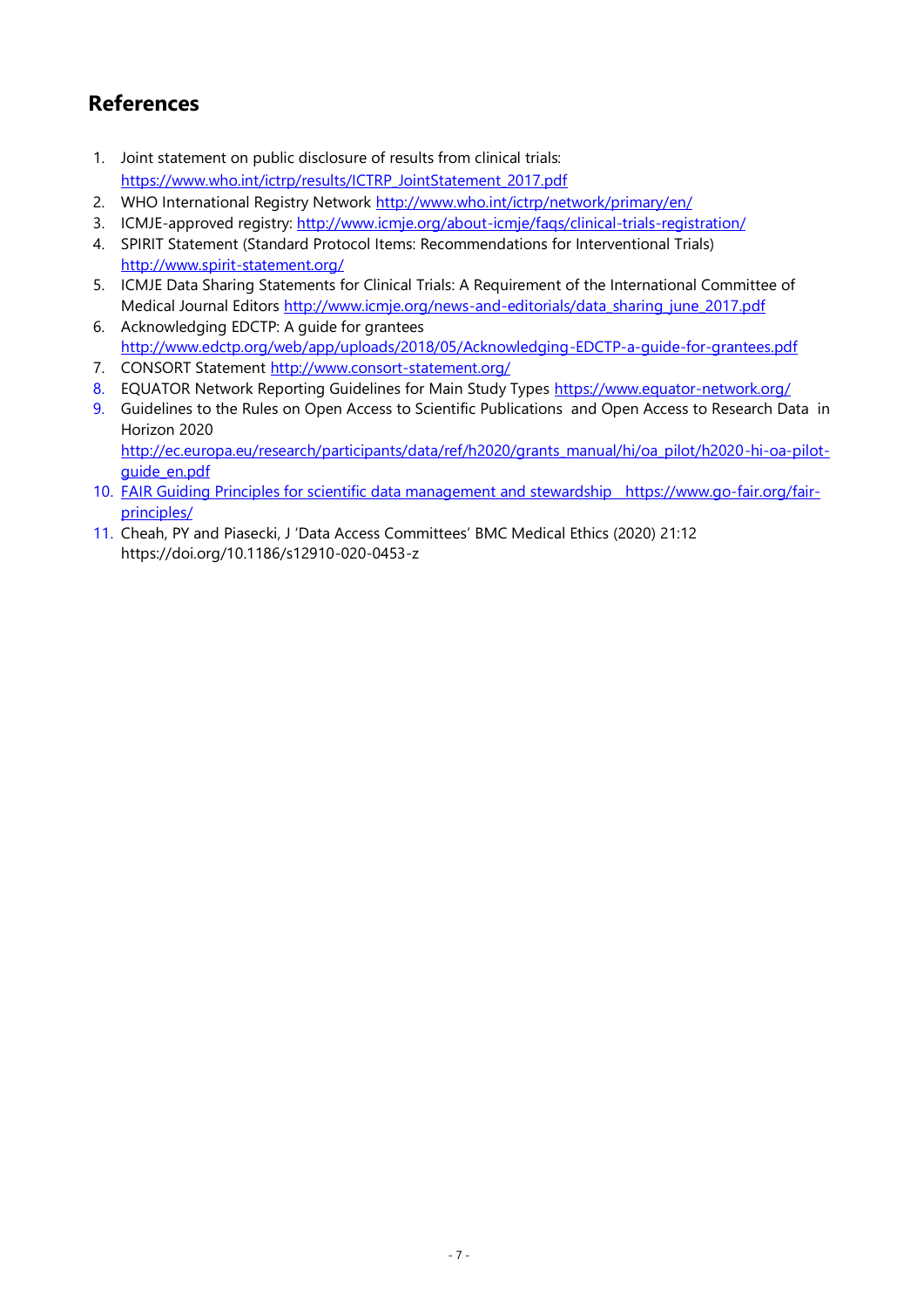## References

1. Joint statement on public disclosure of results from clinical trials: https://www.who.int/ictrp/results/ICTRP_JointStatement_2017.pdf
2. WHO International Registry Network http://www.who.int/ictrp/network/primary/en/
3. ICMJE-approved registry: http://www.icmje.org/about-icmje/faqs/clinical-trials-registration/
4. SPIRIT Statement (Standard Protocol Items: Recommendations for Interventional Trials) http://www.spirit-statement.org/
5. ICMJE Data Sharing Statements for Clinical Trials: A Requirement of the International Committee of Medical Journal Editors http://www.icmje.org/news-and-editorials/data_sharing_june_2017.pdf
6. Acknowledging EDCTP: A guide for grantees http://www.edctp.org/web/app/uploads/2018/05/Acknowledging-EDCTP-a-guide-for-grantees.pdf
7. CONSORT Statement http://www.consort-statement.org/
8. EQUATOR Network Reporting Guidelines for Main Study Types https://www.equator-network.org/
9. Guidelines to the Rules on Open Access to Scientific Publications and Open Access to Research Data in Horizon 2020 http://ec.europa.eu/research/participants/data/ref/h2020/grants_manual/hi/oa_pilot/h2020-hi-oa-pilot-guide_en.pdf
10. FAIR Guiding Principles for scientific data management and stewardship https://www.go-fair.org/fair-principles/
11. Cheah, PY and Piasecki, J 'Data Access Committees' BMC Medical Ethics (2020) 21:12 https://doi.org/10.1186/s12910-020-0453-z